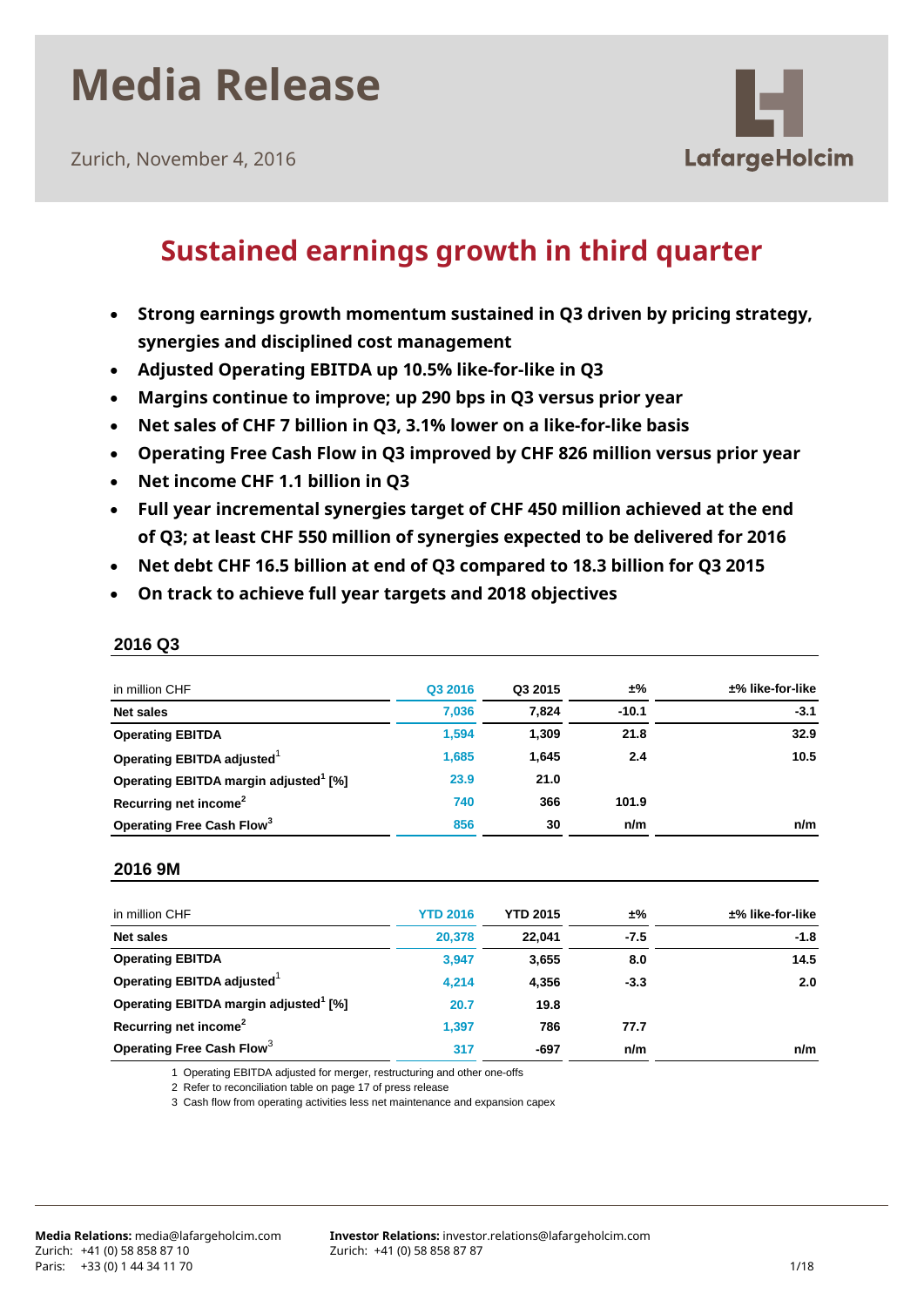# Media Release

Zurich, November 4, 2016

LafargeHolcim

## Sustained earnings growth in third quarter

- **Strong earnings growth momentum sustained in Q3 driven by pricing strategy, synergies and disciplined cost management**
- **Adjusted Operating EBITDA up 10.5% like-for-like in Q3**
- **Margins continue to improve; up 290 bps in Q3 versus prior year**
- **Net sales of CHF 7 billion in Q3, 3.1% lower on a like-for-like basis**
- **Operating Free Cash Flow in Q3 improved by CHF 826 million versus prior year**
- **Net income CHF 1.1 billion in Q3**
- **Full year incremental synergies target of CHF 450 million achieved at the end of Q3; at least CHF 550 million of synergies expected to be delivered for 2016**
- **Net debt CHF 16.5 billion at end of Q3 compared to 18.3 billion for Q3 2015**
- **On track to achieve full year targets and 2018 objectives**

### 2016 Q3

| in million CHF | Q3 2016 | Q3 2015 | ±% | ±% like-for-like |
|---|---|---|---|---|
| **Net sales** | 7,036 | 7,824 | -10.1 | -3.1 |
| **Operating EBITDA** | 1,594 | 1,309 | 21.8 | 32.9 |
| **Operating EBITDA adjusted[1]** | 1,685 | 1,645 | 2.4 | 10.5 |
| **Operating EBITDA margin adjusted[1] [%]** | 23.9 | 21.0 | | |
| **Recurring net income[2]** | 740 | 366 | 101.9 | |
| **Operating Free Cash Flow[3]** | 856 | 30 | n/m | n/m |

### 2016 9M

| in million CHF | YTD 2016 | YTD 2015 | ±% | ±% like-for-like |
|---|---|---|---|---|
| **Net sales** | 20,378 | 22,041 | -7.5 | -1.8 |
| **Operating EBITDA** | 3,947 | 3,655 | 8.0 | 14.5 |
| **Operating EBITDA adjusted[1]** | 4,214 | 4,356 | -3.3 | 2.0 |
| **Operating EBITDA margin adjusted[1] [%]** | 20.7 | 19.8 | | |
| **Recurring net income[2]** | 1,397 | 786 | 77.7 | |
| **Operating Free Cash Flow[3]** | 317 | -697 | n/m | n/m |

1 Operating EBITDA adjusted for merger, restructuring and other one-offs
2 Refer to reconciliation table on page 17 of press release
3 Cash flow from operating activities less net maintenance and expansion capex

**Media Relations:** media@lafargeholcim.com
Zurich: +41 (0) 58 858 87 10
Paris: +33 (0) 1 44 34 11 70

**Investor Relations:** investor.relations@lafargeholcim.com
Zurich: +41 (0) 58 858 87 87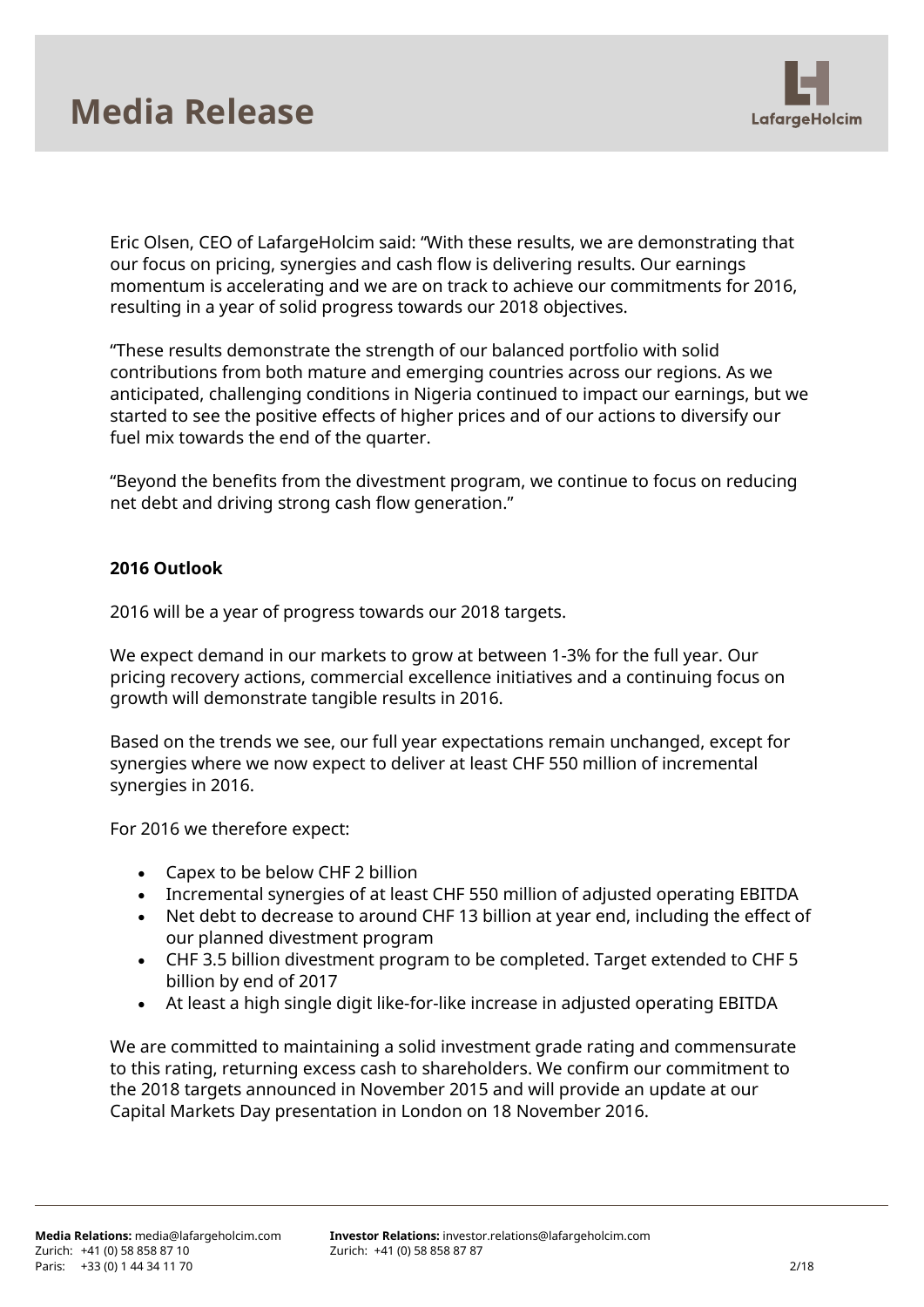Eric Olsen, CEO of LafargeHolcim said: "With these results, we are demonstrating that our focus on pricing, synergies and cash flow is delivering results. Our earnings momentum is accelerating and we are on track to achieve our commitments for 2016, resulting in a year of solid progress towards our 2018 objectives.

"These results demonstrate the strength of our balanced portfolio with solid contributions from both mature and emerging countries across our regions. As we anticipated, challenging conditions in Nigeria continued to impact our earnings, but we started to see the positive effects of higher prices and of our actions to diversify our fuel mix towards the end of the quarter.

"Beyond the benefits from the divestment program, we continue to focus on reducing net debt and driving strong cash flow generation."

**2016 Outlook**

2016 will be a year of progress towards our 2018 targets.

We expect demand in our markets to grow at between 1-3% for the full year. Our pricing recovery actions, commercial excellence initiatives and a continuing focus on growth will demonstrate tangible results in 2016.

Based on the trends we see, our full year expectations remain unchanged, except for synergies where we now expect to deliver at least CHF 550 million of incremental synergies in 2016.

For 2016 we therefore expect:

- Capex to be below CHF 2 billion
- Incremental synergies of at least CHF 550 million of adjusted operating EBITDA
- Net debt to decrease to around CHF 13 billion at year end, including the effect of our planned divestment program
- CHF 3.5 billion divestment program to be completed. Target extended to CHF 5 billion by end of 2017
- At least a high single digit like-for-like increase in adjusted operating EBITDA

We are committed to maintaining a solid investment grade rating and commensurate to this rating, returning excess cash to shareholders. We confirm our commitment to the 2018 targets announced in November 2015 and will provide an update at our Capital Markets Day presentation in London on 18 November 2016.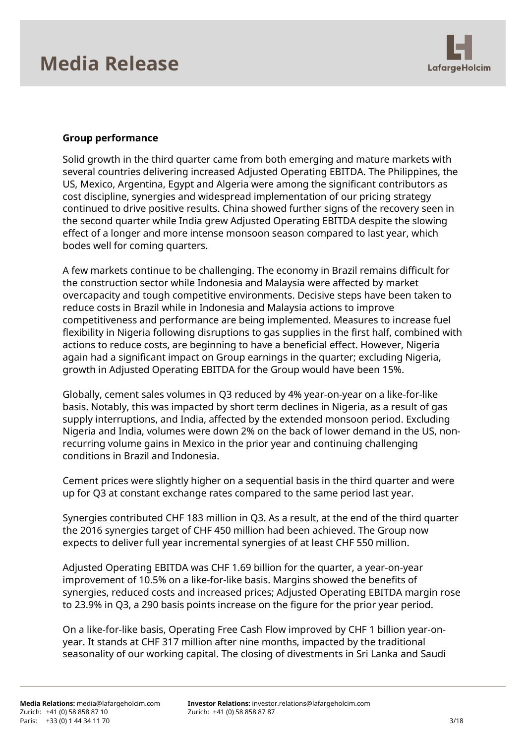**Group performance**

Solid growth in the third quarter came from both emerging and mature markets with several countries delivering increased Adjusted Operating EBITDA. The Philippines, the US, Mexico, Argentina, Egypt and Algeria were among the significant contributors as cost discipline, synergies and widespread implementation of our pricing strategy continued to drive positive results. China showed further signs of the recovery seen in the second quarter while India grew Adjusted Operating EBITDA despite the slowing effect of a longer and more intense monsoon season compared to last year, which bodes well for coming quarters.

A few markets continue to be challenging. The economy in Brazil remains difficult for the construction sector while Indonesia and Malaysia were affected by market overcapacity and tough competitive environments. Decisive steps have been taken to reduce costs in Brazil while in Indonesia and Malaysia actions to improve competitiveness and performance are being implemented. Measures to increase fuel flexibility in Nigeria following disruptions to gas supplies in the first half, combined with actions to reduce costs, are beginning to have a beneficial effect. However, Nigeria again had a significant impact on Group earnings in the quarter; excluding Nigeria, growth in Adjusted Operating EBITDA for the Group would have been 15%.

Globally, cement sales volumes in Q3 reduced by 4% year-on-year on a like-for-like basis. Notably, this was impacted by short term declines in Nigeria, as a result of gas supply interruptions, and India, affected by the extended monsoon period. Excluding Nigeria and India, volumes were down 2% on the back of lower demand in the US, non-recurring volume gains in Mexico in the prior year and continuing challenging conditions in Brazil and Indonesia.

Cement prices were slightly higher on a sequential basis in the third quarter and were up for Q3 at constant exchange rates compared to the same period last year.

Synergies contributed CHF 183 million in Q3. As a result, at the end of the third quarter the 2016 synergies target of CHF 450 million had been achieved. The Group now expects to deliver full year incremental synergies of at least CHF 550 million.

Adjusted Operating EBITDA was CHF 1.69 billion for the quarter, a year-on-year improvement of 10.5% on a like-for-like basis. Margins showed the benefits of synergies, reduced costs and increased prices; Adjusted Operating EBITDA margin rose to 23.9% in Q3, a 290 basis points increase on the figure for the prior year period.

On a like-for-like basis, Operating Free Cash Flow improved by CHF 1 billion year-on-year. It stands at CHF 317 million after nine months, impacted by the traditional seasonality of our working capital. The closing of divestments in Sri Lanka and Saudi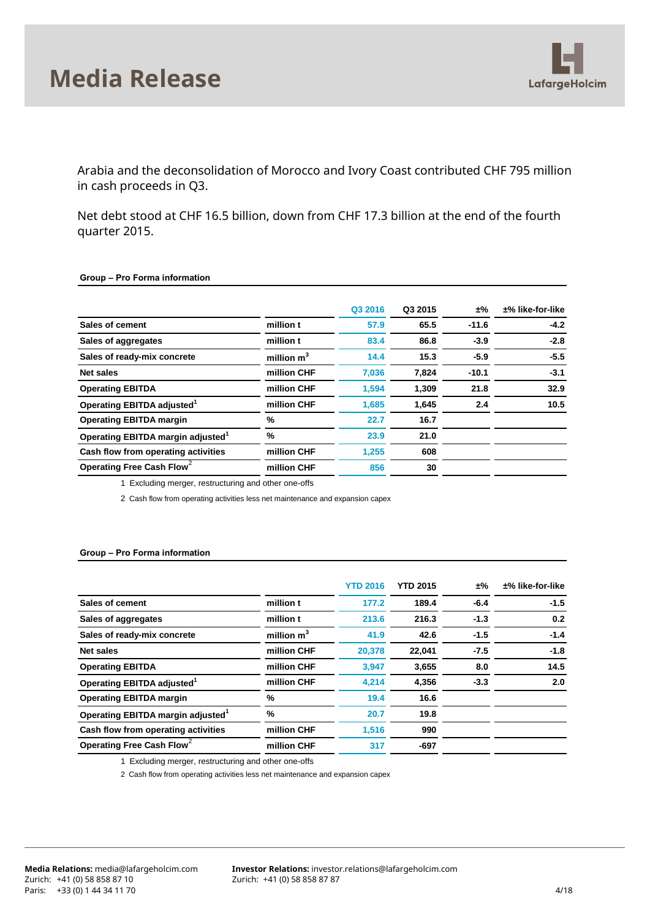Arabia and the deconsolidation of Morocco and Ivory Coast contributed CHF 795 million in cash proceeds in Q3.

Net debt stood at CHF 16.5 billion, down from CHF 17.3 billion at the end of the fourth quarter 2015.

**Group – Pro Forma information**

| | | Q3 2016 | Q3 2015 | ±% | ±% like-for-like |
|---|---|---|---|---|---|
| **Sales of cement** | million t | 57.9 | 65.5 | -11.6 | -4.2 |
| **Sales of aggregates** | million t | 83.4 | 86.8 | -3.9 | -2.8 |
| **Sales of ready-mix concrete** | million $m^3$ | 14.4 | 15.3 | -5.9 | -5.5 |
| **Net sales** | million CHF | 7,036 | 7,824 | -10.1 | -3.1 |
| **Operating EBITDA** | million CHF | 1,594 | 1,309 | 21.8 | 32.9 |
| **Operating EBITDA adjusted[1]** | million CHF | 1,685 | 1,645 | 2.4 | 10.5 |
| **Operating EBITDA margin** | % | 22.7 | 16.7 | | |
| **Operating EBITDA margin adjusted[1]** | % | 23.9 | 21.0 | | |
| **Cash flow from operating activities** | million CHF | 1,255 | 608 | | |
| **Operating Free Cash Flow[2]** | million CHF | 856 | 30 | | |

1 Excluding merger, restructuring and other one-offs

2 Cash flow from operating activities less net maintenance and expansion capex

**Group – Pro Forma information**

| | | YTD 2016 | YTD 2015 | ±% | ±% like-for-like |
|---|---|---|---|---|---|
| **Sales of cement** | million t | 177.2 | 189.4 | -6.4 | -1.5 |
| **Sales of aggregates** | million t | 213.6 | 216.3 | -1.3 | 0.2 |
| **Sales of ready-mix concrete** | million $m^3$ | 41.9 | 42.6 | -1.5 | -1.4 |
| **Net sales** | million CHF | 20,378 | 22,041 | -7.5 | -1.8 |
| **Operating EBITDA** | million CHF | 3,947 | 3,655 | 8.0 | 14.5 |
| **Operating EBITDA adjusted[1]** | million CHF | 4,214 | 4,356 | -3.3 | 2.0 |
| **Operating EBITDA margin** | % | 19.4 | 16.6 | | |
| **Operating EBITDA margin adjusted[1]** | % | 20.7 | 19.8 | | |
| **Cash flow from operating activities** | million CHF | 1,516 | 990 | | |
| **Operating Free Cash Flow[2]** | million CHF | 317 | -697 | | |

1 Excluding merger, restructuring and other one-offs

2 Cash flow from operating activities less net maintenance and expansion capex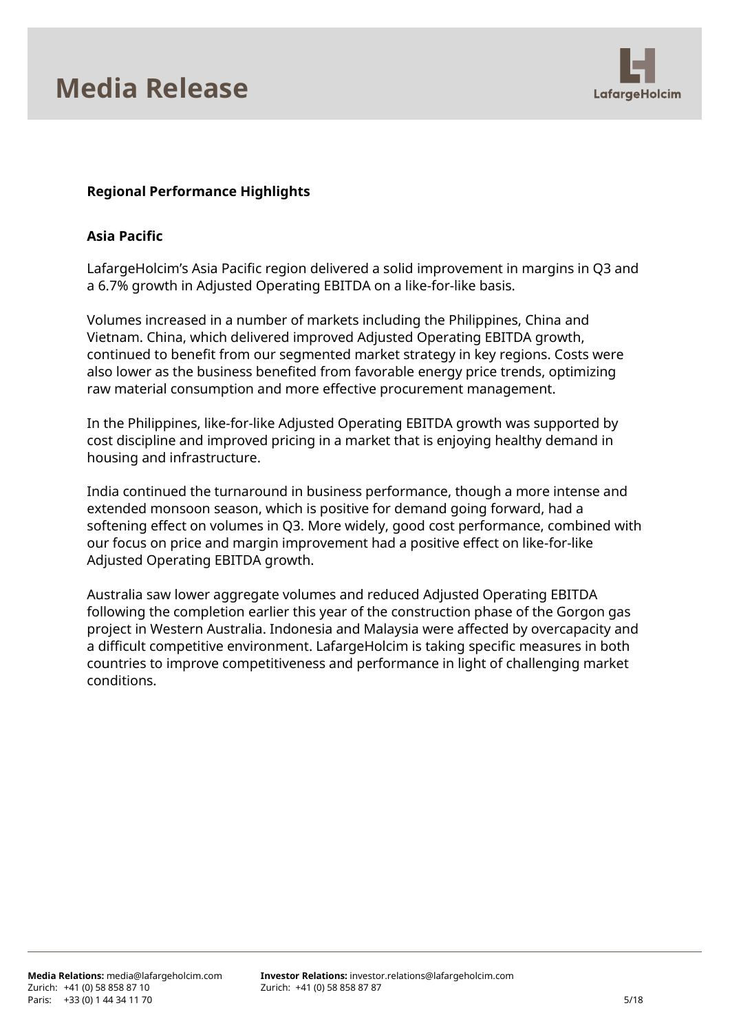## Regional Performance Highlights

### Asia Pacific

LafargeHolcim's Asia Pacific region delivered a solid improvement in margins in Q3 and a 6.7% growth in Adjusted Operating EBITDA on a like-for-like basis.

Volumes increased in a number of markets including the Philippines, China and Vietnam. China, which delivered improved Adjusted Operating EBITDA growth, continued to benefit from our segmented market strategy in key regions. Costs were also lower as the business benefited from favorable energy price trends, optimizing raw material consumption and more effective procurement management.

In the Philippines, like-for-like Adjusted Operating EBITDA growth was supported by cost discipline and improved pricing in a market that is enjoying healthy demand in housing and infrastructure.

India continued the turnaround in business performance, though a more intense and extended monsoon season, which is positive for demand going forward, had a softening effect on volumes in Q3. More widely, good cost performance, combined with our focus on price and margin improvement had a positive effect on like-for-like Adjusted Operating EBITDA growth.

Australia saw lower aggregate volumes and reduced Adjusted Operating EBITDA following the completion earlier this year of the construction phase of the Gorgon gas project in Western Australia. Indonesia and Malaysia were affected by overcapacity and a difficult competitive environment. LafargeHolcim is taking specific measures in both countries to improve competitiveness and performance in light of challenging market conditions.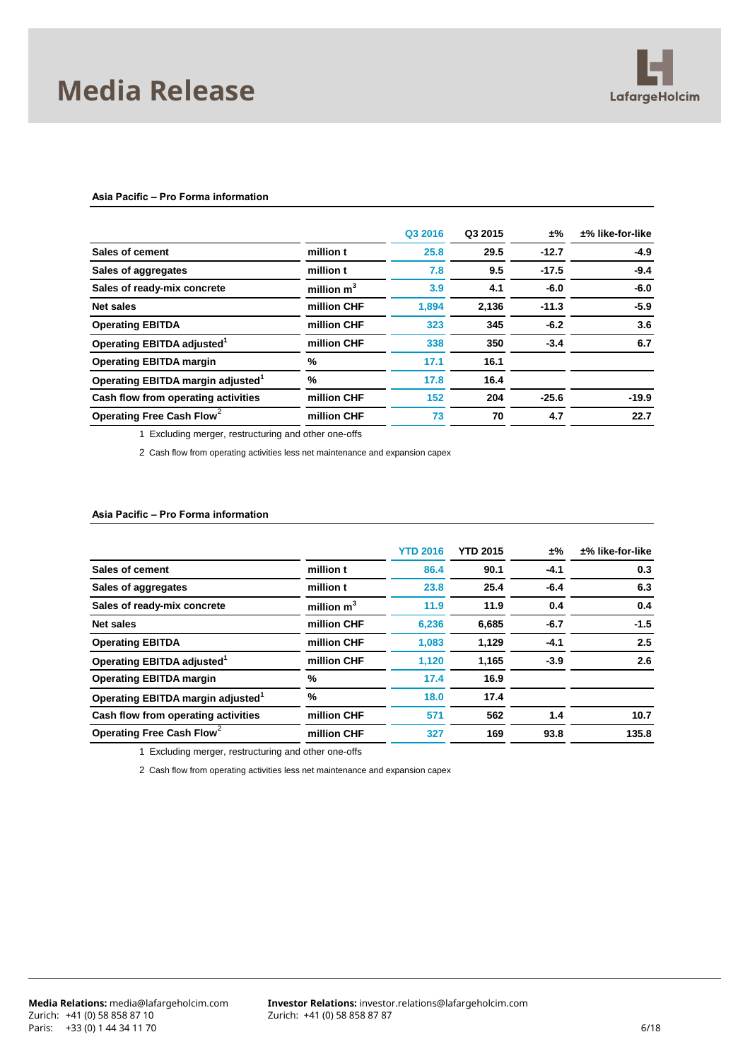**Asia Pacific – Pro Forma information**

| | | Q3 2016 | Q3 2015 | ±% | ±% like-for-like |
|---|---|---|---|---|---|
| Sales of cement | million t | 25.8 | 29.5 | -12.7 | -4.9 |
| Sales of aggregates | million t | 7.8 | 9.5 | -17.5 | -9.4 |
| Sales of ready-mix concrete | million $m^3$ | 3.9 | 4.1 | -6.0 | -6.0 |
| Net sales | million CHF | 1,894 | 2,136 | -11.3 | -5.9 |
| Operating EBITDA | million CHF | 323 | 345 | -6.2 | 3.6 |
| Operating EBITDA adjusted[1] | million CHF | 338 | 350 | -3.4 | 6.7 |
| Operating EBITDA margin | % | 17.1 | 16.1 | | |
| Operating EBITDA margin adjusted[1] | % | 17.8 | 16.4 | | |
| Cash flow from operating activities | million CHF | 152 | 204 | -25.6 | -19.9 |
| Operating Free Cash Flow[2] | million CHF | 73 | 70 | 4.7 | 22.7 |

1 Excluding merger, restructuring and other one-offs

2 Cash flow from operating activities less net maintenance and expansion capex

**Asia Pacific – Pro Forma information**

| | | YTD 2016 | YTD 2015 | ±% | ±% like-for-like |
|---|---|---|---|---|---|
| Sales of cement | million t | 86.4 | 90.1 | -4.1 | 0.3 |
| Sales of aggregates | million t | 23.8 | 25.4 | -6.4 | 6.3 |
| Sales of ready-mix concrete | million $m^3$ | 11.9 | 11.9 | 0.4 | 0.4 |
| Net sales | million CHF | 6,236 | 6,685 | -6.7 | -1.5 |
| Operating EBITDA | million CHF | 1,083 | 1,129 | -4.1 | 2.5 |
| Operating EBITDA adjusted[1] | million CHF | 1,120 | 1,165 | -3.9 | 2.6 |
| Operating EBITDA margin | % | 17.4 | 16.9 | | |
| Operating EBITDA margin adjusted[1] | % | 18.0 | 17.4 | | |
| Cash flow from operating activities | million CHF | 571 | 562 | 1.4 | 10.7 |
| Operating Free Cash Flow[2] | million CHF | 327 | 169 | 93.8 | 135.8 |

1 Excluding merger, restructuring and other one-offs

2 Cash flow from operating activities less net maintenance and expansion capex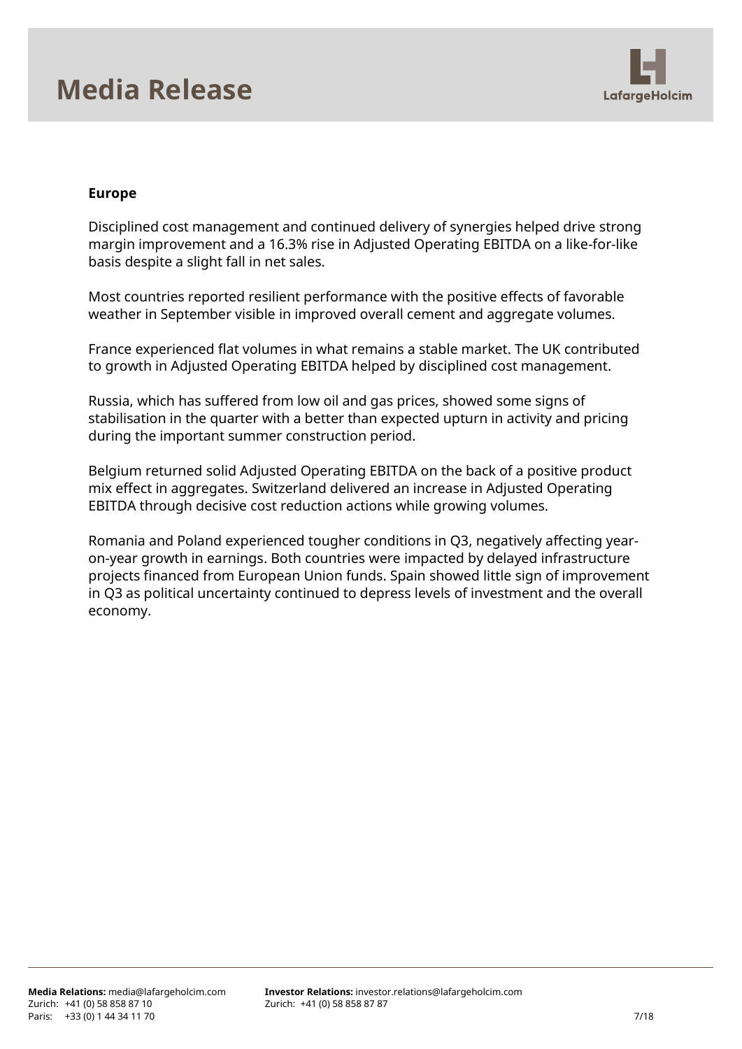## Europe

Disciplined cost management and continued delivery of synergies helped drive strong margin improvement and a 16.3% rise in Adjusted Operating EBITDA on a like-for-like basis despite a slight fall in net sales.

Most countries reported resilient performance with the positive effects of favorable weather in September visible in improved overall cement and aggregate volumes.

France experienced flat volumes in what remains a stable market. The UK contributed to growth in Adjusted Operating EBITDA helped by disciplined cost management.

Russia, which has suffered from low oil and gas prices, showed some signs of stabilisation in the quarter with a better than expected upturn in activity and pricing during the important summer construction period.

Belgium returned solid Adjusted Operating EBITDA on the back of a positive product mix effect in aggregates. Switzerland delivered an increase in Adjusted Operating EBITDA through decisive cost reduction actions while growing volumes.

Romania and Poland experienced tougher conditions in Q3, negatively affecting year-on-year growth in earnings. Both countries were impacted by delayed infrastructure projects financed from European Union funds. Spain showed little sign of improvement in Q3 as political uncertainty continued to depress levels of investment and the overall economy.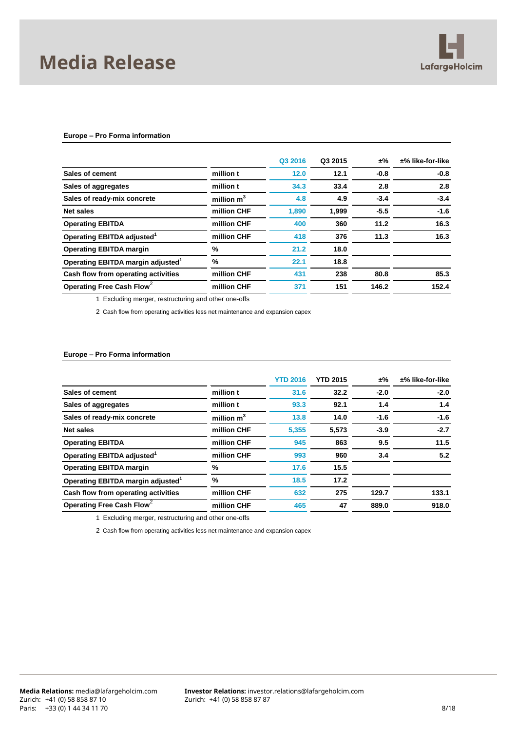**Europe – Pro Forma information**

| | | Q3 2016 | Q3 2015 | ±% | ±% like-for-like |
|---|---|---|---|---|---|
| Sales of cement | million t | 12.0 | 12.1 | -0.8 | -0.8 |
| Sales of aggregates | million t | 34.3 | 33.4 | 2.8 | 2.8 |
| Sales of ready-mix concrete | million $m^3$ | 4.8 | 4.9 | -3.4 | -3.4 |
| Net sales | million CHF | 1,890 | 1,999 | -5.5 | -1.6 |
| Operating EBITDA | million CHF | 400 | 360 | 11.2 | 16.3 |
| Operating EBITDA adjusted[1] | million CHF | 418 | 376 | 11.3 | 16.3 |
| Operating EBITDA margin | % | 21.2 | 18.0 | | |
| Operating EBITDA margin adjusted[1] | % | 22.1 | 18.8 | | |
| Cash flow from operating activities | million CHF | 431 | 238 | 80.8 | 85.3 |
| Operating Free Cash Flow[2] | million CHF | 371 | 151 | 146.2 | 152.4 |

1 Excluding merger, restructuring and other one-offs

2 Cash flow from operating activities less net maintenance and expansion capex

**Europe – Pro Forma information**

| | | YTD 2016 | YTD 2015 | ±% | ±% like-for-like |
|---|---|---|---|---|---|
| Sales of cement | million t | 31.6 | 32.2 | -2.0 | -2.0 |
| Sales of aggregates | million t | 93.3 | 92.1 | 1.4 | 1.4 |
| Sales of ready-mix concrete | million $m^3$ | 13.8 | 14.0 | -1.6 | -1.6 |
| Net sales | million CHF | 5,355 | 5,573 | -3.9 | -2.7 |
| Operating EBITDA | million CHF | 945 | 863 | 9.5 | 11.5 |
| Operating EBITDA adjusted[1] | million CHF | 993 | 960 | 3.4 | 5.2 |
| Operating EBITDA margin | % | 17.6 | 15.5 | | |
| Operating EBITDA margin adjusted[1] | % | 18.5 | 17.2 | | |
| Cash flow from operating activities | million CHF | 632 | 275 | 129.7 | 133.1 |
| Operating Free Cash Flow[2] | million CHF | 465 | 47 | 889.0 | 918.0 |

1 Excluding merger, restructuring and other one-offs

2 Cash flow from operating activities less net maintenance and expansion capex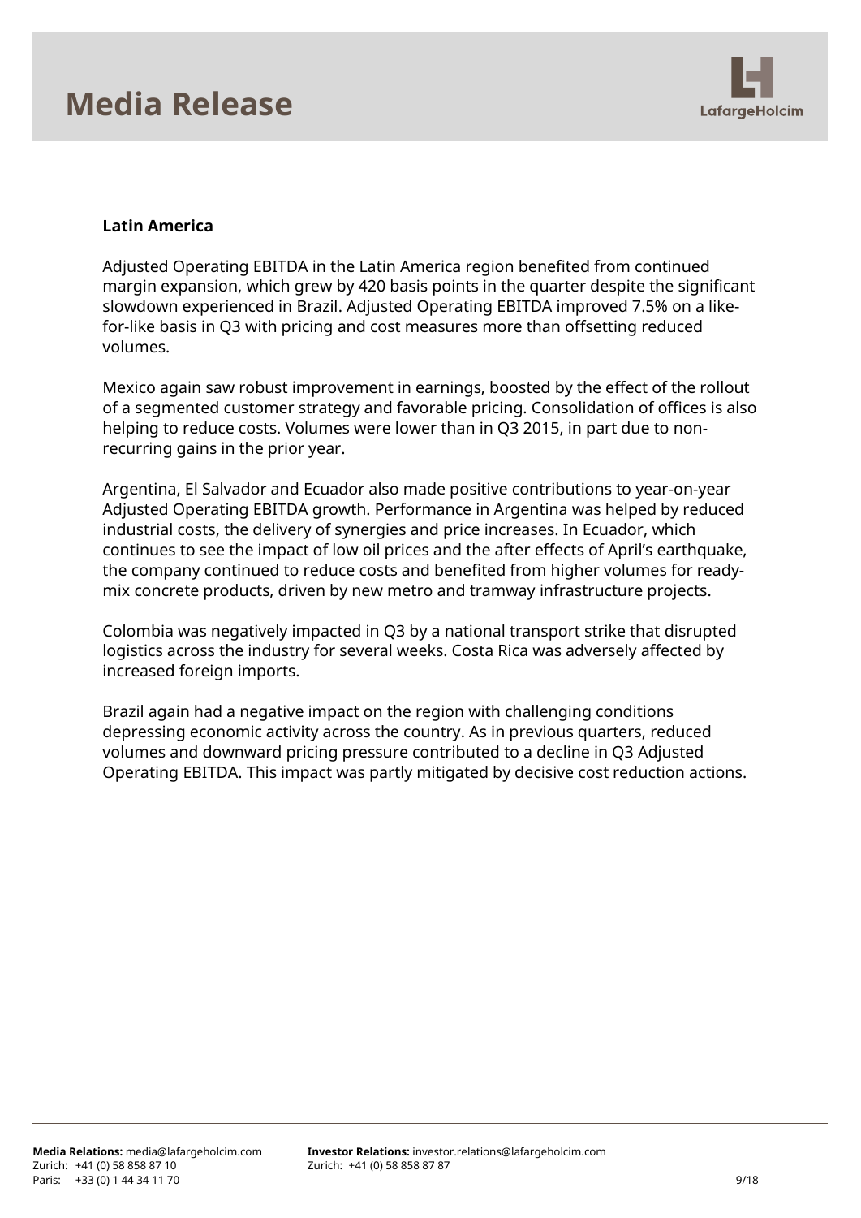**Latin America**

Adjusted Operating EBITDA in the Latin America region benefited from continued margin expansion, which grew by 420 basis points in the quarter despite the significant slowdown experienced in Brazil. Adjusted Operating EBITDA improved 7.5% on a like-for-like basis in Q3 with pricing and cost measures more than offsetting reduced volumes.

Mexico again saw robust improvement in earnings, boosted by the effect of the rollout of a segmented customer strategy and favorable pricing. Consolidation of offices is also helping to reduce costs. Volumes were lower than in Q3 2015, in part due to non-recurring gains in the prior year.

Argentina, El Salvador and Ecuador also made positive contributions to year-on-year Adjusted Operating EBITDA growth. Performance in Argentina was helped by reduced industrial costs, the delivery of synergies and price increases. In Ecuador, which continues to see the impact of low oil prices and the after effects of April's earthquake, the company continued to reduce costs and benefited from higher volumes for ready-mix concrete products, driven by new metro and tramway infrastructure projects.

Colombia was negatively impacted in Q3 by a national transport strike that disrupted logistics across the industry for several weeks. Costa Rica was adversely affected by increased foreign imports.

Brazil again had a negative impact on the region with challenging conditions depressing economic activity across the country. As in previous quarters, reduced volumes and downward pricing pressure contributed to a decline in Q3 Adjusted Operating EBITDA. This impact was partly mitigated by decisive cost reduction actions.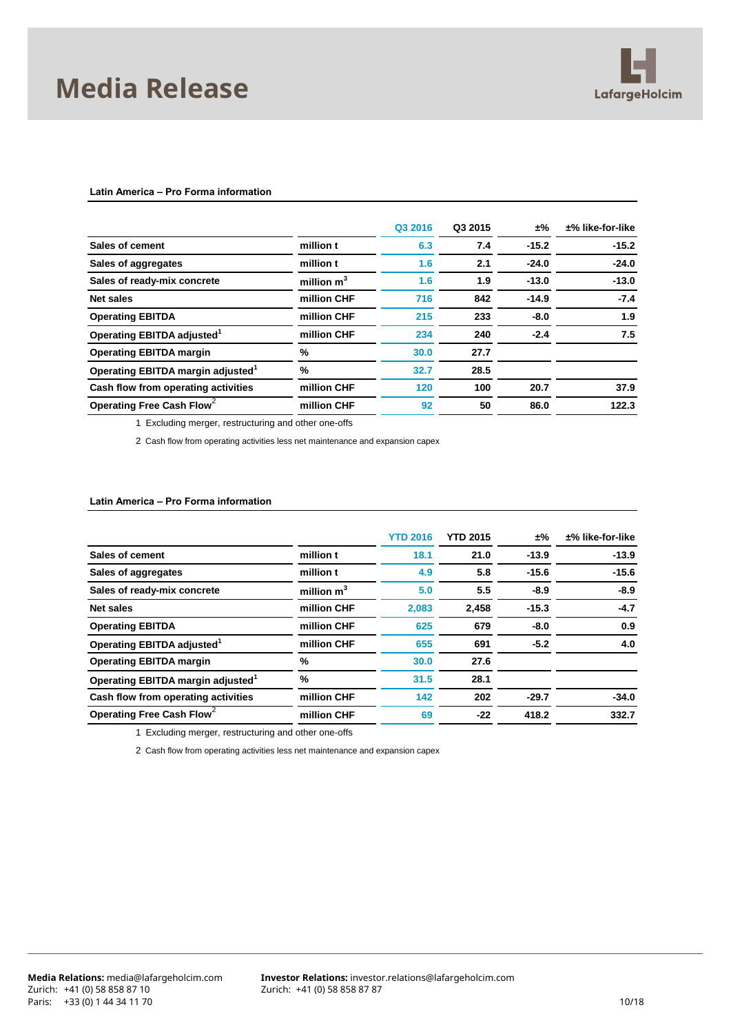# Media Release

**Latin America – Pro Forma information**

| | | Q3 2016 | Q3 2015 | ±% | ±% like-for-like |
|---|---|---|---|---|---|
| **Sales of cement** | million t | 6.3 | 7.4 | -15.2 | -15.2 |
| **Sales of aggregates** | million t | 1.6 | 2.1 | -24.0 | -24.0 |
| **Sales of ready-mix concrete** | million $m^3$ | 1.6 | 1.9 | -13.0 | -13.0 |
| **Net sales** | million CHF | 716 | 842 | -14.9 | -7.4 |
| **Operating EBITDA** | million CHF | 215 | 233 | -8.0 | 1.9 |
| **Operating EBITDA adjusted**[1] | million CHF | 234 | 240 | -2.4 | 7.5 |
| **Operating EBITDA margin** | % | 30.0 | 27.7 | | |
| **Operating EBITDA margin adjusted**[1] | % | 32.7 | 28.5 | | |
| **Cash flow from operating activities** | million CHF | 120 | 100 | 20.7 | 37.9 |
| **Operating Free Cash Flow**[2] | million CHF | 92 | 50 | 86.0 | 122.3 |

1 Excluding merger, restructuring and other one-offs

2 Cash flow from operating activities less net maintenance and expansion capex

**Latin America – Pro Forma information**

| | | YTD 2016 | YTD 2015 | ±% | ±% like-for-like |
|---|---|---|---|---|---|
| **Sales of cement** | million t | 18.1 | 21.0 | -13.9 | -13.9 |
| **Sales of aggregates** | million t | 4.9 | 5.8 | -15.6 | -15.6 |
| **Sales of ready-mix concrete** | million $m^3$ | 5.0 | 5.5 | -8.9 | -8.9 |
| **Net sales** | million CHF | 2,083 | 2,458 | -15.3 | -4.7 |
| **Operating EBITDA** | million CHF | 625 | 679 | -8.0 | 0.9 |
| **Operating EBITDA adjusted**[1] | million CHF | 655 | 691 | -5.2 | 4.0 |
| **Operating EBITDA margin** | % | 30.0 | 27.6 | | |
| **Operating EBITDA margin adjusted**[1] | % | 31.5 | 28.1 | | |
| **Cash flow from operating activities** | million CHF | 142 | 202 | -29.7 | -34.0 |
| **Operating Free Cash Flow**[2] | million CHF | 69 | -22 | 418.2 | 332.7 |

1 Excluding merger, restructuring and other one-offs

2 Cash flow from operating activities less net maintenance and expansion capex

**Media Relations:** media@lafargeholcim.com
Zurich: +41 (0) 58 858 87 10
Paris: +33 (0) 1 44 34 11 70

**Investor Relations:** investor.relations@lafargeholcim.com
Zurich: +41 (0) 58 858 87 87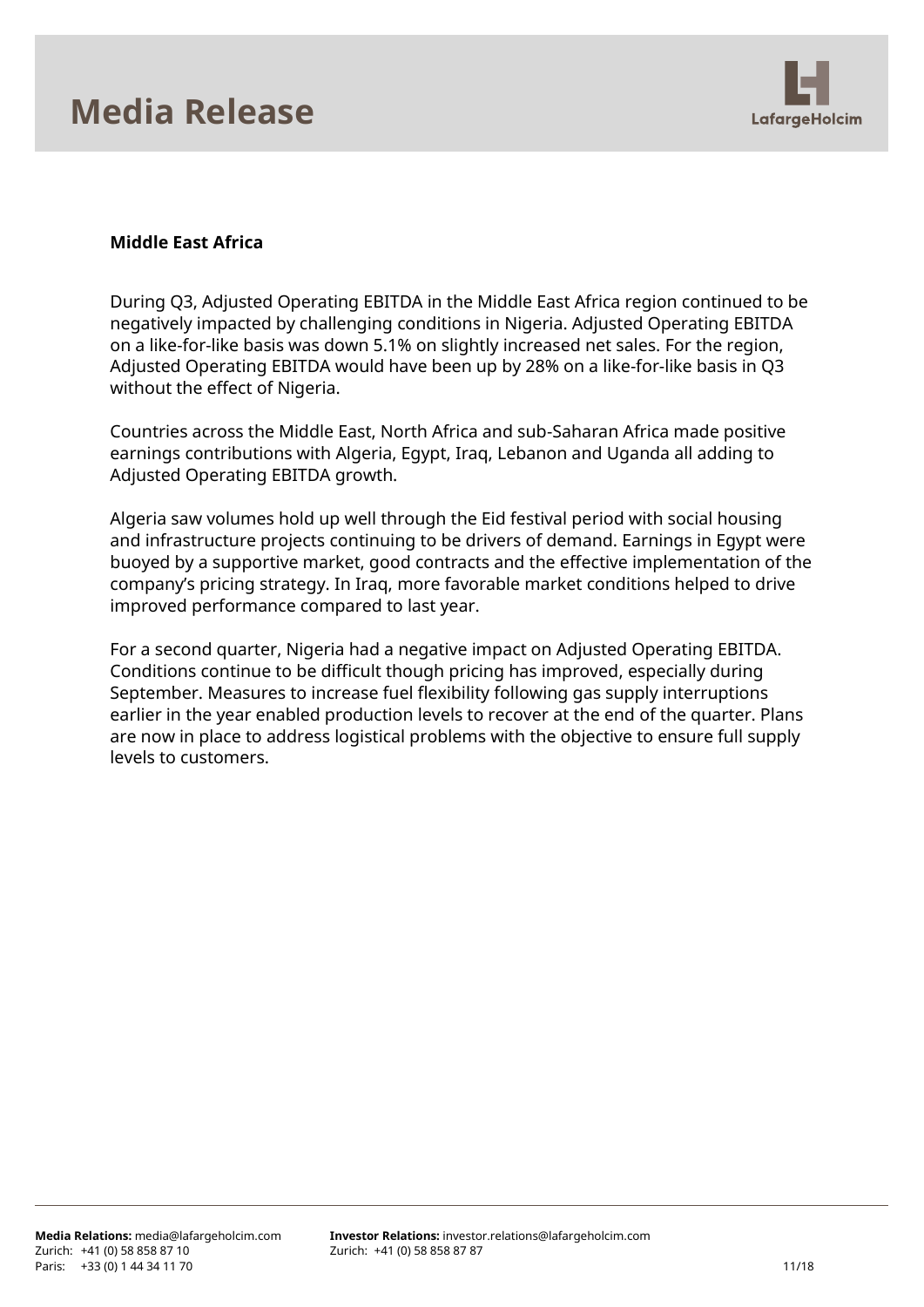### Middle East Africa

During Q3, Adjusted Operating EBITDA in the Middle East Africa region continued to be negatively impacted by challenging conditions in Nigeria. Adjusted Operating EBITDA on a like-for-like basis was down 5.1% on slightly increased net sales. For the region, Adjusted Operating EBITDA would have been up by 28% on a like-for-like basis in Q3 without the effect of Nigeria.

Countries across the Middle East, North Africa and sub-Saharan Africa made positive earnings contributions with Algeria, Egypt, Iraq, Lebanon and Uganda all adding to Adjusted Operating EBITDA growth.

Algeria saw volumes hold up well through the Eid festival period with social housing and infrastructure projects continuing to be drivers of demand. Earnings in Egypt were buoyed by a supportive market, good contracts and the effective implementation of the company's pricing strategy. In Iraq, more favorable market conditions helped to drive improved performance compared to last year.

For a second quarter, Nigeria had a negative impact on Adjusted Operating EBITDA. Conditions continue to be difficult though pricing has improved, especially during September. Measures to increase fuel flexibility following gas supply interruptions earlier in the year enabled production levels to recover at the end of the quarter. Plans are now in place to address logistical problems with the objective to ensure full supply levels to customers.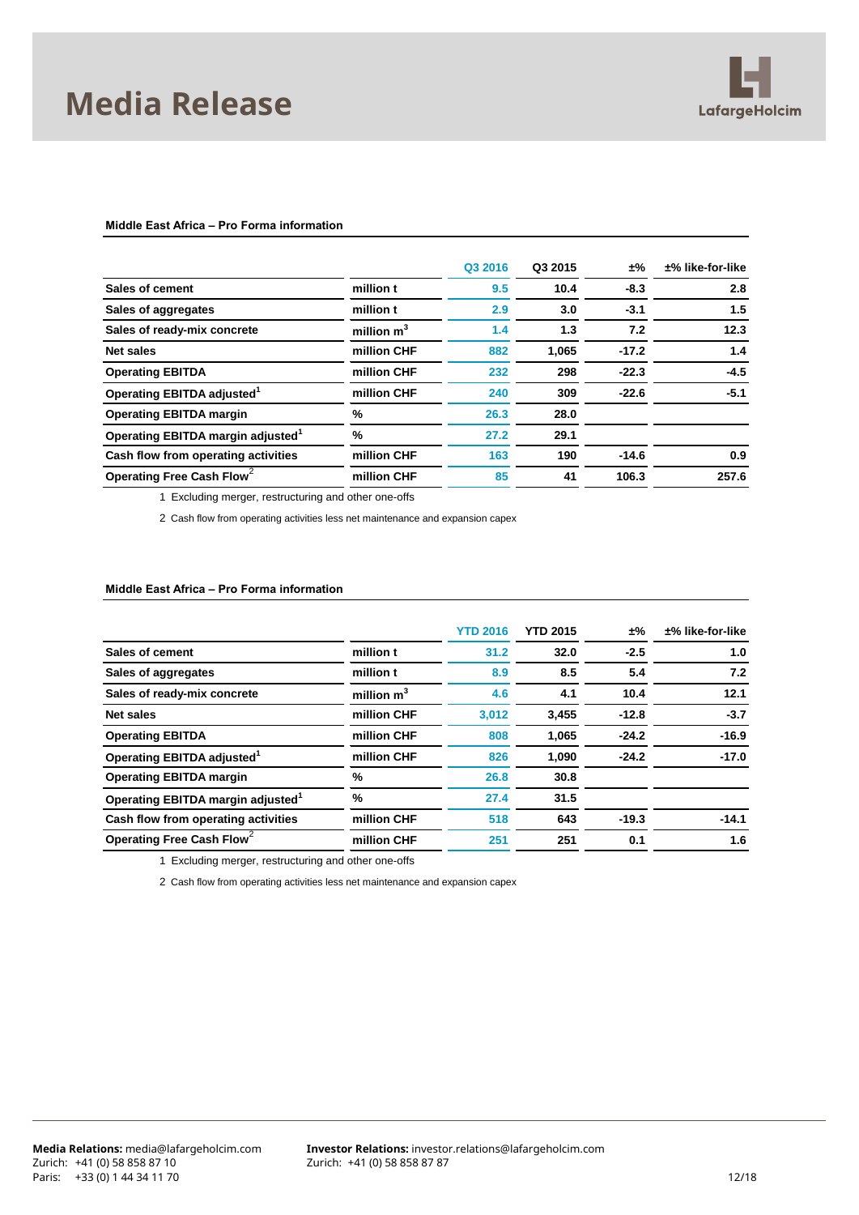# Media Release

**Middle East Africa – Pro Forma information**

| | | Q3 2016 | Q3 2015 | ±% | ±% like-for-like |
|---|---|---|---|---|---|
| **Sales of cement** | **million t** | **9.5** | **10.4** | **-8.3** | **2.8** |
| **Sales of aggregates** | **million t** | **2.9** | **3.0** | **-3.1** | **1.5** |
| **Sales of ready-mix concrete** | **million $m^3$** | **1.4** | **1.3** | **7.2** | **12.3** |
| **Net sales** | **million CHF** | **882** | **1,065** | **-17.2** | **1.4** |
| **Operating EBITDA** | **million CHF** | **232** | **298** | **-22.3** | **-4.5** |
| **Operating EBITDA adjusted**[1] | **million CHF** | **240** | **309** | **-22.6** | **-5.1** |
| **Operating EBITDA margin** | **%** | **26.3** | **28.0** | | |
| **Operating EBITDA margin adjusted**[1] | **%** | **27.2** | **29.1** | | |
| **Cash flow from operating activities** | **million CHF** | **163** | **190** | **-14.6** | **0.9** |
| **Operating Free Cash Flow**[2] | **million CHF** | **85** | **41** | **106.3** | **257.6** |

1 Excluding merger, restructuring and other one-offs

2 Cash flow from operating activities less net maintenance and expansion capex

**Middle East Africa – Pro Forma information**

| | | YTD 2016 | YTD 2015 | ±% | ±% like-for-like |
|---|---|---|---|---|---|
| **Sales of cement** | **million t** | **31.2** | **32.0** | **-2.5** | **1.0** |
| **Sales of aggregates** | **million t** | **8.9** | **8.5** | **5.4** | **7.2** |
| **Sales of ready-mix concrete** | **million $m^3$** | **4.6** | **4.1** | **10.4** | **12.1** |
| **Net sales** | **million CHF** | **3,012** | **3,455** | **-12.8** | **-3.7** |
| **Operating EBITDA** | **million CHF** | **808** | **1,065** | **-24.2** | **-16.9** |
| **Operating EBITDA adjusted**[1] | **million CHF** | **826** | **1,090** | **-24.2** | **-17.0** |
| **Operating EBITDA margin** | **%** | **26.8** | **30.8** | | |
| **Operating EBITDA margin adjusted**[1] | **%** | **27.4** | **31.5** | | |
| **Cash flow from operating activities** | **million CHF** | **518** | **643** | **-19.3** | **-14.1** |
| **Operating Free Cash Flow**[2] | **million CHF** | **251** | **251** | **0.1** | **1.6** |

1 Excluding merger, restructuring and other one-offs

2 Cash flow from operating activities less net maintenance and expansion capex

**Media Relations:** media@lafargeholcim.com
Zurich: +41 (0) 58 858 87 10
Paris: +33 (0) 1 44 34 11 70

**Investor Relations:** investor.relations@lafargeholcim.com
Zurich: +41 (0) 58 858 87 87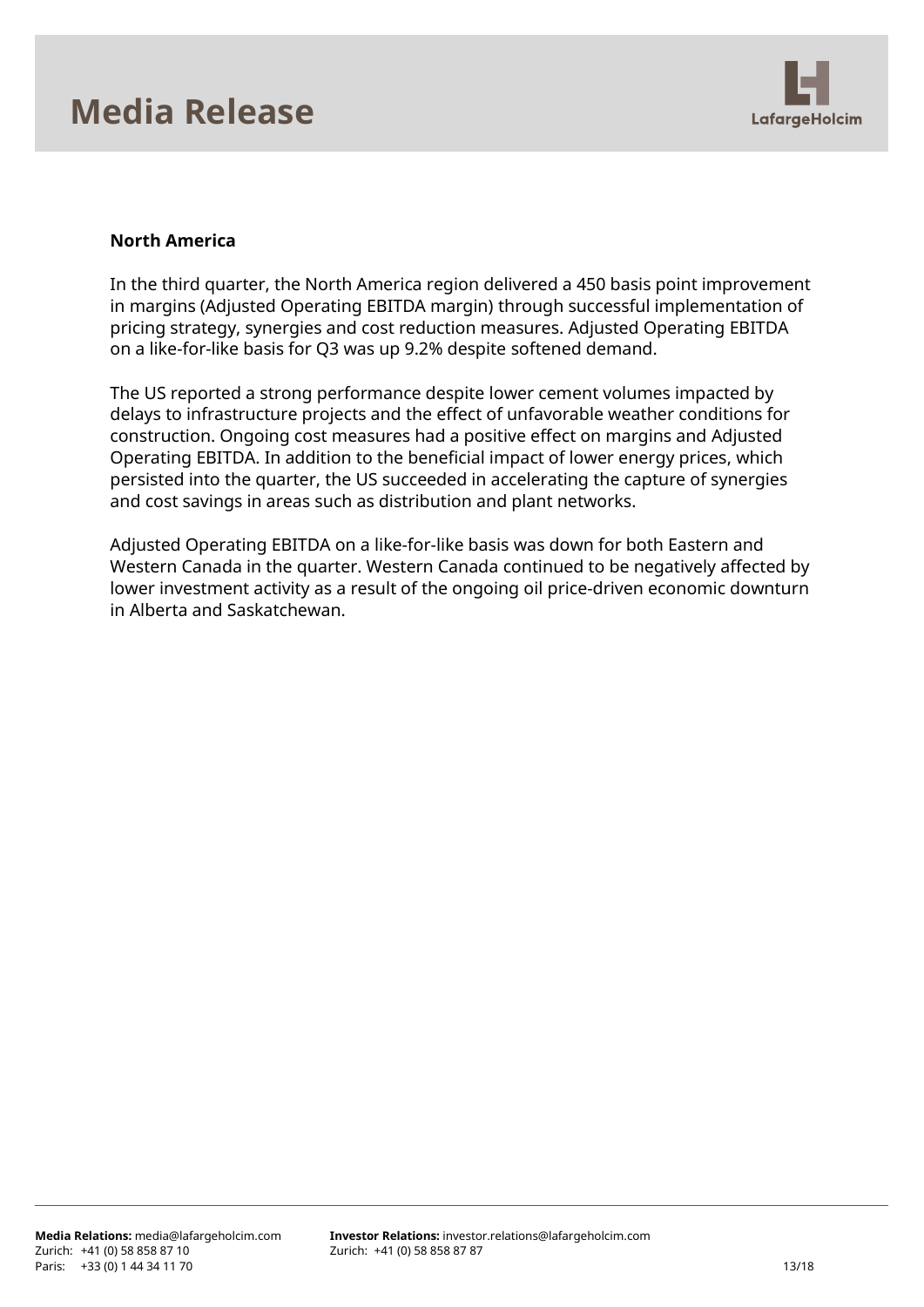**North America**

In the third quarter, the North America region delivered a 450 basis point improvement in margins (Adjusted Operating EBITDA margin) through successful implementation of pricing strategy, synergies and cost reduction measures. Adjusted Operating EBITDA on a like-for-like basis for Q3 was up 9.2% despite softened demand.

The US reported a strong performance despite lower cement volumes impacted by delays to infrastructure projects and the effect of unfavorable weather conditions for construction. Ongoing cost measures had a positive effect on margins and Adjusted Operating EBITDA. In addition to the beneficial impact of lower energy prices, which persisted into the quarter, the US succeeded in accelerating the capture of synergies and cost savings in areas such as distribution and plant networks.

Adjusted Operating EBITDA on a like-for-like basis was down for both Eastern and Western Canada in the quarter. Western Canada continued to be negatively affected by lower investment activity as a result of the ongoing oil price-driven economic downturn in Alberta and Saskatchewan.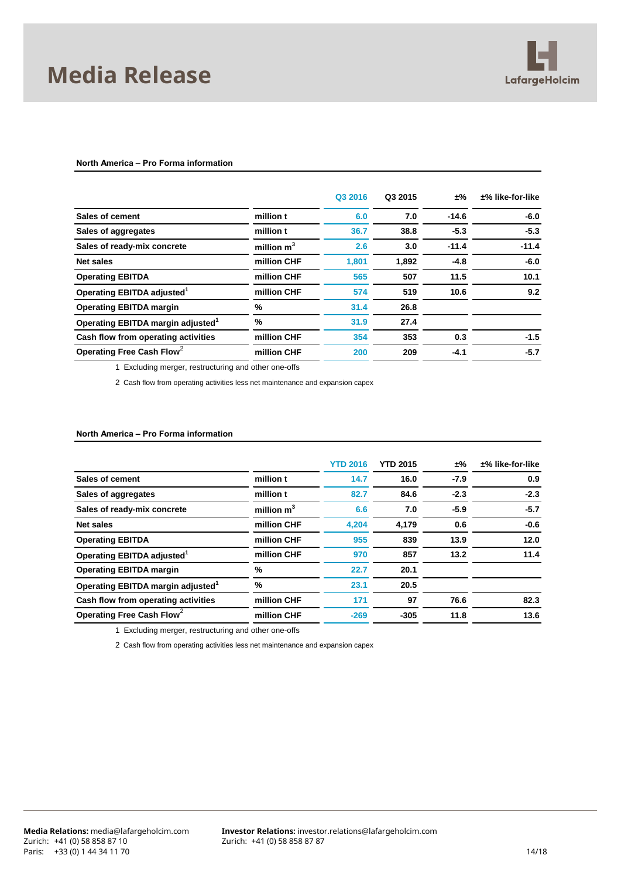**North America – Pro Forma information**

| | | Q3 2016 | Q3 2015 | ±% | ±% like-for-like |
|---|---|---|---|---|---|
| Sales of cement | million t | 6.0 | 7.0 | -14.6 | -6.0 |
| Sales of aggregates | million t | 36.7 | 38.8 | -5.3 | -5.3 |
| Sales of ready-mix concrete | million $m^3$ | 2.6 | 3.0 | -11.4 | -11.4 |
| Net sales | million CHF | 1,801 | 1,892 | -4.8 | -6.0 |
| Operating EBITDA | million CHF | 565 | 507 | 11.5 | 10.1 |
| Operating EBITDA adjusted[1] | million CHF | 574 | 519 | 10.6 | 9.2 |
| Operating EBITDA margin | % | 31.4 | 26.8 | | |
| Operating EBITDA margin adjusted[1] | % | 31.9 | 27.4 | | |
| Cash flow from operating activities | million CHF | 354 | 353 | 0.3 | -1.5 |
| Operating Free Cash Flow[2] | million CHF | 200 | 209 | -4.1 | -5.7 |

1 Excluding merger, restructuring and other one-offs

2 Cash flow from operating activities less net maintenance and expansion capex

**North America – Pro Forma information**

| | | YTD 2016 | YTD 2015 | ±% | ±% like-for-like |
|---|---|---|---|---|---|
| Sales of cement | million t | 14.7 | 16.0 | -7.9 | 0.9 |
| Sales of aggregates | million t | 82.7 | 84.6 | -2.3 | -2.3 |
| Sales of ready-mix concrete | million $m^3$ | 6.6 | 7.0 | -5.9 | -5.7 |
| Net sales | million CHF | 4,204 | 4,179 | 0.6 | -0.6 |
| Operating EBITDA | million CHF | 955 | 839 | 13.9 | 12.0 |
| Operating EBITDA adjusted[1] | million CHF | 970 | 857 | 13.2 | 11.4 |
| Operating EBITDA margin | % | 22.7 | 20.1 | | |
| Operating EBITDA margin adjusted[1] | % | 23.1 | 20.5 | | |
| Cash flow from operating activities | million CHF | 171 | 97 | 76.6 | 82.3 |
| Operating Free Cash Flow[2] | million CHF | -269 | -305 | 11.8 | 13.6 |

1 Excluding merger, restructuring and other one-offs

2 Cash flow from operating activities less net maintenance and expansion capex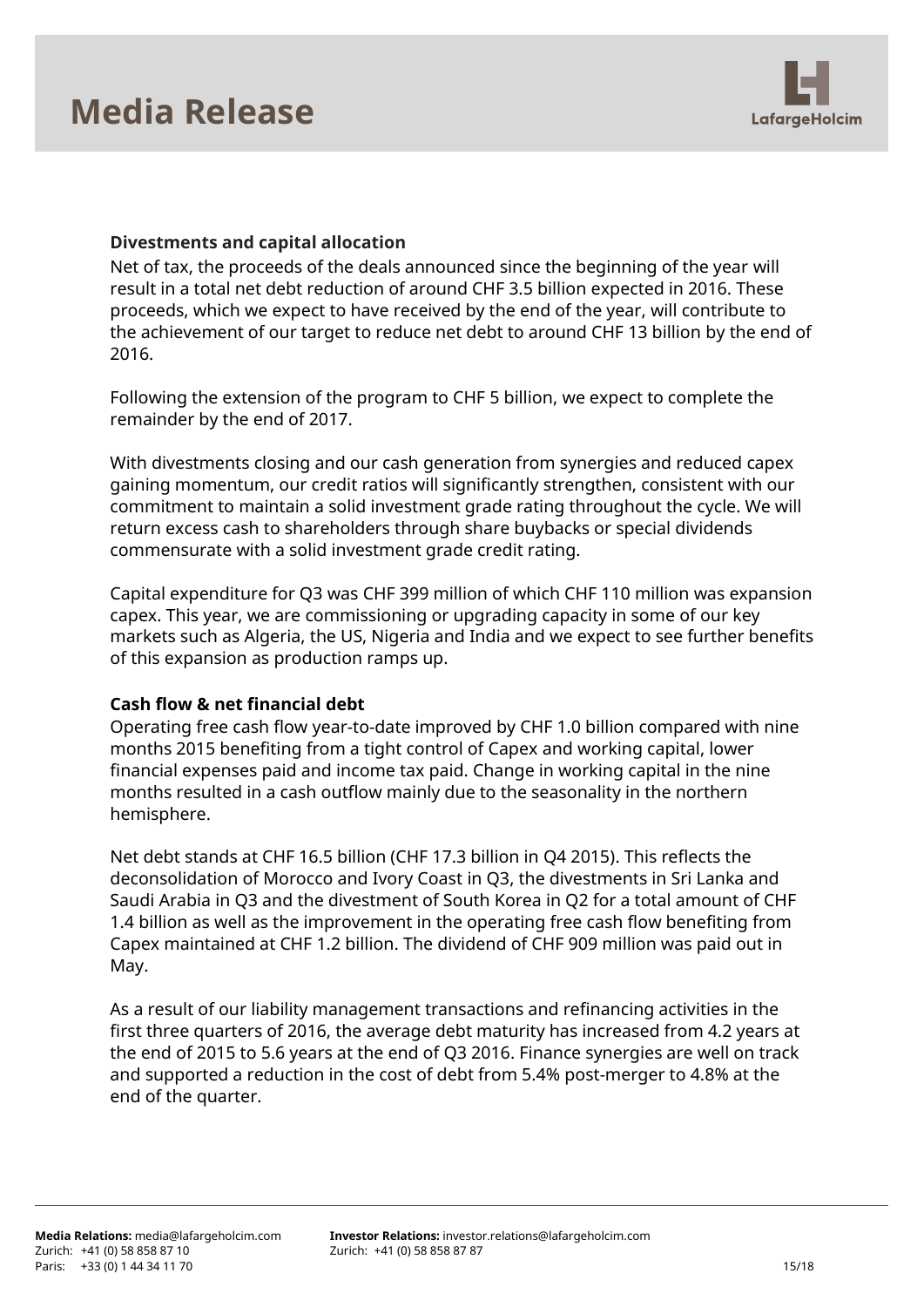### Divestments and capital allocation

Net of tax, the proceeds of the deals announced since the beginning of the year will result in a total net debt reduction of around CHF 3.5 billion expected in 2016. These proceeds, which we expect to have received by the end of the year, will contribute to the achievement of our target to reduce net debt to around CHF 13 billion by the end of 2016.

Following the extension of the program to CHF 5 billion, we expect to complete the remainder by the end of 2017.

With divestments closing and our cash generation from synergies and reduced capex gaining momentum, our credit ratios will significantly strengthen, consistent with our commitment to maintain a solid investment grade rating throughout the cycle. We will return excess cash to shareholders through share buybacks or special dividends commensurate with a solid investment grade credit rating.

Capital expenditure for Q3 was CHF 399 million of which CHF 110 million was expansion capex. This year, we are commissioning or upgrading capacity in some of our key markets such as Algeria, the US, Nigeria and India and we expect to see further benefits of this expansion as production ramps up.

### Cash flow & net financial debt

Operating free cash flow year-to-date improved by CHF 1.0 billion compared with nine months 2015 benefiting from a tight control of Capex and working capital, lower financial expenses paid and income tax paid. Change in working capital in the nine months resulted in a cash outflow mainly due to the seasonality in the northern hemisphere.

Net debt stands at CHF 16.5 billion (CHF 17.3 billion in Q4 2015). This reflects the deconsolidation of Morocco and Ivory Coast in Q3, the divestments in Sri Lanka and Saudi Arabia in Q3 and the divestment of South Korea in Q2 for a total amount of CHF 1.4 billion as well as the improvement in the operating free cash flow benefiting from Capex maintained at CHF 1.2 billion. The dividend of CHF 909 million was paid out in May.

As a result of our liability management transactions and refinancing activities in the first three quarters of 2016, the average debt maturity has increased from 4.2 years at the end of 2015 to 5.6 years at the end of Q3 2016. Finance synergies are well on track and supported a reduction in the cost of debt from 5.4% post-merger to 4.8% at the end of the quarter.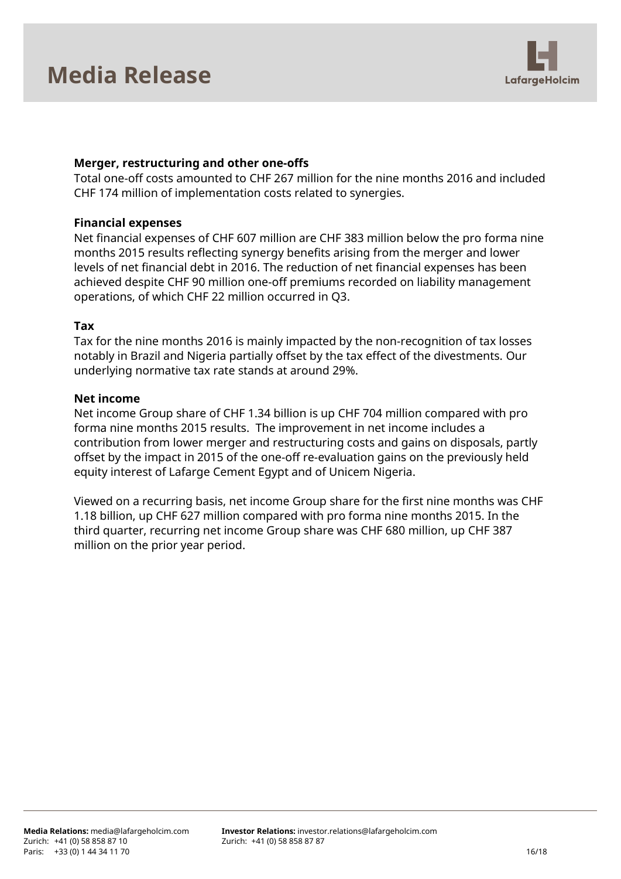**Merger, restructuring and other one-offs**

Total one-off costs amounted to CHF 267 million for the nine months 2016 and included CHF 174 million of implementation costs related to synergies.

**Financial expenses**

Net financial expenses of CHF 607 million are CHF 383 million below the pro forma nine months 2015 results reflecting synergy benefits arising from the merger and lower levels of net financial debt in 2016. The reduction of net financial expenses has been achieved despite CHF 90 million one-off premiums recorded on liability management operations, of which CHF 22 million occurred in Q3.

**Tax**

Tax for the nine months 2016 is mainly impacted by the non-recognition of tax losses notably in Brazil and Nigeria partially offset by the tax effect of the divestments. Our underlying normative tax rate stands at around 29%.

**Net income**

Net income Group share of CHF 1.34 billion is up CHF 704 million compared with pro forma nine months 2015 results. The improvement in net income includes a contribution from lower merger and restructuring costs and gains on disposals, partly offset by the impact in 2015 of the one-off re-evaluation gains on the previously held equity interest of Lafarge Cement Egypt and of Unicem Nigeria.

Viewed on a recurring basis, net income Group share for the first nine months was CHF 1.18 billion, up CHF 627 million compared with pro forma nine months 2015. In the third quarter, recurring net income Group share was CHF 680 million, up CHF 387 million on the prior year period.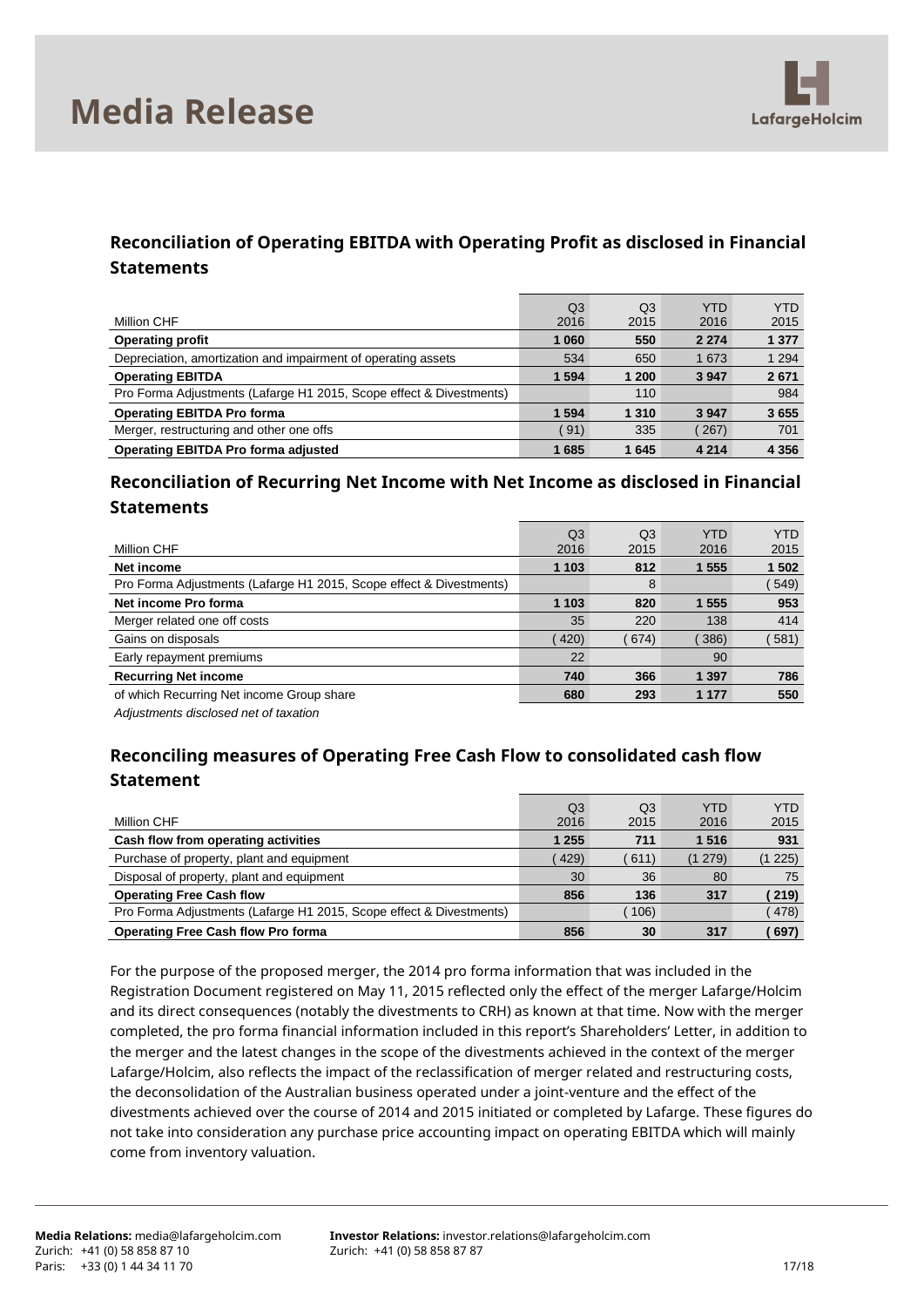# Media Release

## Reconciliation of Operating EBITDA with Operating Profit as disclosed in Financial Statements

| Million CHF | Q3 2016 | Q3 2015 | YTD 2016 | YTD 2015 |
|---|---|---|---|---|
| **Operating profit** | **1 060** | **550** | **2 274** | **1 377** |
| Depreciation, amortization and impairment of operating assets | 534 | 650 | 1 673 | 1 294 |
| **Operating EBITDA** | **1 594** | **1 200** | **3 947** | **2 671** |
| Pro Forma Adjustments (Lafarge H1 2015, Scope effect & Divestments) | | 110 | | 984 |
| **Operating EBITDA Pro forma** | **1 594** | **1 310** | **3 947** | **3 655** |
| Merger, restructuring and other one offs | ( 91) | 335 | ( 267) | 701 |
| **Operating EBITDA Pro forma adjusted** | **1 685** | **1 645** | **4 214** | **4 356** |

## Reconciliation of Recurring Net Income with Net Income as disclosed in Financial Statements

| Million CHF | Q3 2016 | Q3 2015 | YTD 2016 | YTD 2015 |
|---|---|---|---|---|
| **Net income** | **1 103** | **812** | **1 555** | **1 502** |
| Pro Forma Adjustments (Lafarge H1 2015, Scope effect & Divestments) | | 8 | | ( 549) |
| **Net income Pro forma** | **1 103** | **820** | **1 555** | **953** |
| Merger related one off costs | 35 | 220 | 138 | 414 |
| Gains on disposals | ( 420) | ( 674) | ( 386) | ( 581) |
| Early repayment premiums | 22 | | 90 | |
| **Recurring Net income** | **740** | **366** | **1 397** | **786** |
| of which Recurring Net income Group share | **680** | **293** | **1 177** | **550** |

*Adjustments disclosed net of taxation*

## Reconciling measures of Operating Free Cash Flow to consolidated cash flow Statement

| Million CHF | Q3 2016 | Q3 2015 | YTD 2016 | YTD 2015 |
|---|---|---|---|---|
| **Cash flow from operating activities** | **1 255** | **711** | **1 516** | **931** |
| Purchase of property, plant and equipment | ( 429) | ( 611) | (1 279) | (1 225) |
| Disposal of property, plant and equipment | 30 | 36 | 80 | 75 |
| **Operating Free Cash flow** | **856** | **136** | **317** | **( 219)** |
| Pro Forma Adjustments (Lafarge H1 2015, Scope effect & Divestments) | | ( 106) | | ( 478) |
| **Operating Free Cash flow Pro forma** | **856** | **30** | **317** | **( 697)** |

For the purpose of the proposed merger, the 2014 pro forma information that was included in the Registration Document registered on May 11, 2015 reflected only the effect of the merger Lafarge/Holcim and its direct consequences (notably the divestments to CRH) as known at that time. Now with the merger completed, the pro forma financial information included in this report's Shareholders' Letter, in addition to the merger and the latest changes in the scope of the divestments achieved in the context of the merger Lafarge/Holcim, also reflects the impact of the reclassification of merger related and restructuring costs, the deconsolidation of the Australian business operated under a joint-venture and the effect of the divestments achieved over the course of 2014 and 2015 initiated or completed by Lafarge. These figures do not take into consideration any purchase price accounting impact on operating EBITDA which will mainly come from inventory valuation.

**Media Relations:** media@lafargeholcim.com
Zurich: +41 (0) 58 858 87 10
Paris: +33 (0) 1 44 34 11 70

**Investor Relations:** investor.relations@lafargeholcim.com
Zurich: +41 (0) 58 858 87 87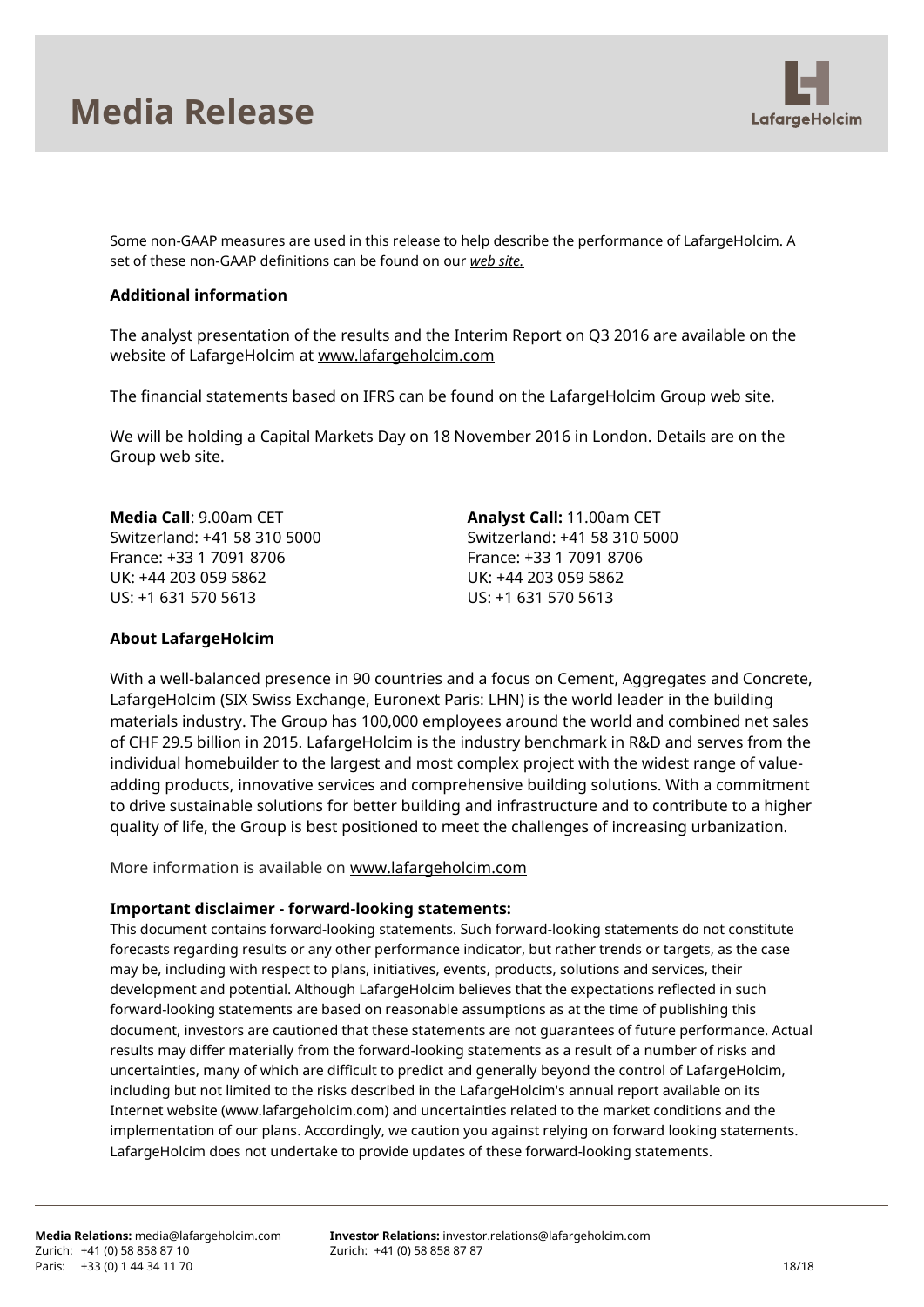Some non-GAAP measures are used in this release to help describe the performance of LafargeHolcim. A set of these non-GAAP definitions can be found on our *web site.*

**Additional information**

The analyst presentation of the results and the Interim Report on Q3 2016 are available on the website of LafargeHolcim at www.lafargeholcim.com

The financial statements based on IFRS can be found on the LafargeHolcim Group web site.

We will be holding a Capital Markets Day on 18 November 2016 in London. Details are on the Group web site.

**Media Call**: 9.00am CET
Switzerland: +41 58 310 5000
France: +33 1 7091 8706
UK: +44 203 059 5862
US: +1 631 570 5613

**Analyst Call:** 11.00am CET
Switzerland: +41 58 310 5000
France: +33 1 7091 8706
UK: +44 203 059 5862
US: +1 631 570 5613

**About LafargeHolcim**

With a well-balanced presence in 90 countries and a focus on Cement, Aggregates and Concrete, LafargeHolcim (SIX Swiss Exchange, Euronext Paris: LHN) is the world leader in the building materials industry. The Group has 100,000 employees around the world and combined net sales of CHF 29.5 billion in 2015. LafargeHolcim is the industry benchmark in R&D and serves from the individual homebuilder to the largest and most complex project with the widest range of value-adding products, innovative services and comprehensive building solutions. With a commitment to drive sustainable solutions for better building and infrastructure and to contribute to a higher quality of life, the Group is best positioned to meet the challenges of increasing urbanization.

More information is available on www.lafargeholcim.com

**Important disclaimer - forward-looking statements:**
This document contains forward-looking statements. Such forward-looking statements do not constitute forecasts regarding results or any other performance indicator, but rather trends or targets, as the case may be, including with respect to plans, initiatives, events, products, solutions and services, their development and potential. Although LafargeHolcim believes that the expectations reflected in such forward-looking statements are based on reasonable assumptions as at the time of publishing this document, investors are cautioned that these statements are not guarantees of future performance. Actual results may differ materially from the forward-looking statements as a result of a number of risks and uncertainties, many of which are difficult to predict and generally beyond the control of LafargeHolcim, including but not limited to the risks described in the LafargeHolcim's annual report available on its Internet website (www.lafargeholcim.com) and uncertainties related to the market conditions and the implementation of our plans. Accordingly, we caution you against relying on forward looking statements. LafargeHolcim does not undertake to provide updates of these forward-looking statements.